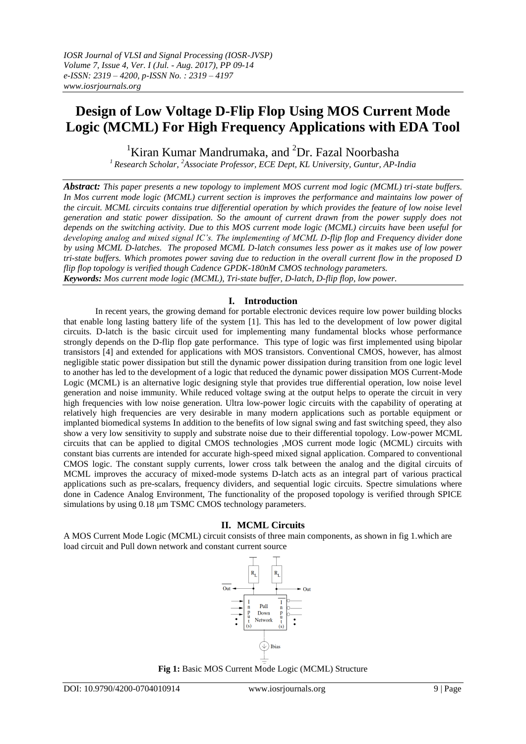*IOSR Journal of VLSI and Signal Processing (IOSR-JVSP)*
*Volume 7, Issue 4, Ver. I (Jul. - Aug. 2017), PP 09-14*
*e-ISSN: 2319 – 4200, p-ISSN No. : 2319 – 4197*
*www.iosrjournals.org*

# Design of Low Voltage D-Flip Flop Using MOS Current Mode Logic (MCML) For High Frequency Applications with EDA Tool

[1]Kiran Kumar Mandrumaka, and [2]Dr. Fazal Noorbasha

*[1] Research Scholar, [2]Associate Professor, ECE Dept, KL University, Guntur, AP-India*

***Abstract:*** *This paper presents a new topology to implement MOS current mod logic (MCML) tri-state buffers. In Mos current mode logic (MCML) current section is improves the performance and maintains low power of the circuit. MCML circuits contains true differential operation by which provides the feature of low noise level generation and static power dissipation. So the amount of current drawn from the power supply does not depends on the switching activity. Due to this MOS current mode logic (MCML) circuits have been useful for developing analog and mixed signal IC's. The implementing of MCML D-flip flop and Frequency divider done by using MCML D-latches. The proposed MCML D-latch consumes less power as it makes use of low power tri-state buffers. Which promotes power saving due to reduction in the overall current flow in the proposed D flip flop topology is verified though Cadence GPDK-180nM CMOS technology parameters.*

***Keywords:*** *Mos current mode logic (MCML), Tri-state buffer, D-latch, D-flip flop, low power.*

## I. Introduction

In recent years, the growing demand for portable electronic devices require low power building blocks that enable long lasting battery life of the system [1]. This has led to the development of low power digital circuits. D-latch is the basic circuit used for implementing many fundamental blocks whose performance strongly depends on the D-flip flop gate performance. This type of logic was first implemented using bipolar transistors [4] and extended for applications with MOS transistors. Conventional CMOS, however, has almost negligible static power dissipation but still the dynamic power dissipation during transition from one logic level to another has led to the development of a logic that reduced the dynamic power dissipation MOS Current-Mode Logic (MCML) is an alternative logic designing style that provides true differential operation, low noise level generation and noise immunity. While reduced voltage swing at the output helps to operate the circuit in very high frequencies with low noise generation. Ultra low-power logic circuits with the capability of operating at relatively high frequencies are very desirable in many modern applications such as portable equipment or implanted biomedical systems In addition to the benefits of low signal swing and fast switching speed, they also show a very low sensitivity to supply and substrate noise due to their differential topology. Low-power MCML circuits that can be applied to digital CMOS technologies ,MOS current mode logic (MCML) circuits with constant bias currents are intended for accurate high-speed mixed signal application. Compared to conventional CMOS logic. The constant supply currents, lower cross talk between the analog and the digital circuits of MCML improves the accuracy of mixed-mode systems D-latch acts as an integral part of various practical applications such as pre-scalars, frequency dividers, and sequential logic circuits. Spectre simulations where done in Cadence Analog Environment, The functionality of the proposed topology is verified through SPICE simulations by using 0.18 μm TSMC CMOS technology parameters.

## II. MCML Circuits

A MOS Current Mode Logic (MCML) circuit consists of three main components, as shown in fig 1.which are load circuit and Pull down network and constant current source

**Fig 1:** Basic MOS Current Mode Logic (MCML) Structure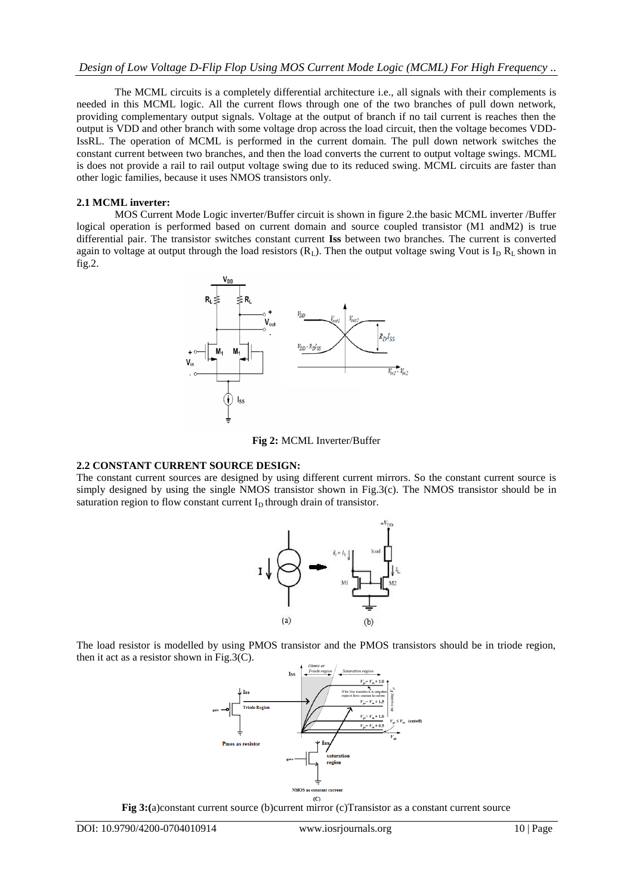The MCML circuits is a completely differential architecture i.e., all signals with their complements is needed in this MCML logic. All the current flows through one of the two branches of pull down network, providing complementary output signals. Voltage at the output of branch if no tail current is reaches then the output is VDD and other branch with some voltage drop across the load circuit, then the voltage becomes VDD-IssRL. The operation of MCML is performed in the current domain. The pull down network switches the constant current between two branches, and then the load converts the current to output voltage swings. MCML is does not provide a rail to rail output voltage swing due to its reduced swing. MCML circuits are faster than other logic families, because it uses NMOS transistors only.

**2.1 MCML inverter:**

MOS Current Mode Logic inverter/Buffer circuit is shown in figure 2.the basic MCML inverter /Buffer logical operation is performed based on current domain and source coupled transistor (M1 andM2) is true differential pair. The transistor switches constant current **Iss** between two branches. The current is converted again to voltage at output through the load resistors ($R_L$). Then the output voltage swing Vout is $I_D R_L$ shown in fig.2.

**Fig 2:** MCML Inverter/Buffer

**2.2 CONSTANT CURRENT SOURCE DESIGN:**

The constant current sources are designed by using different current mirrors. So the constant current source is simply designed by using the single NMOS transistor shown in Fig.3(c). The NMOS transistor should be in saturation region to flow constant current $I_D$ through drain of transistor.

The load resistor is modelled by using PMOS transistor and the PMOS transistors should be in triode region, then it act as a resistor shown in Fig.3(C).

**Fig 3:**(a)constant current source (b)current mirror (c)Transistor as a constant current source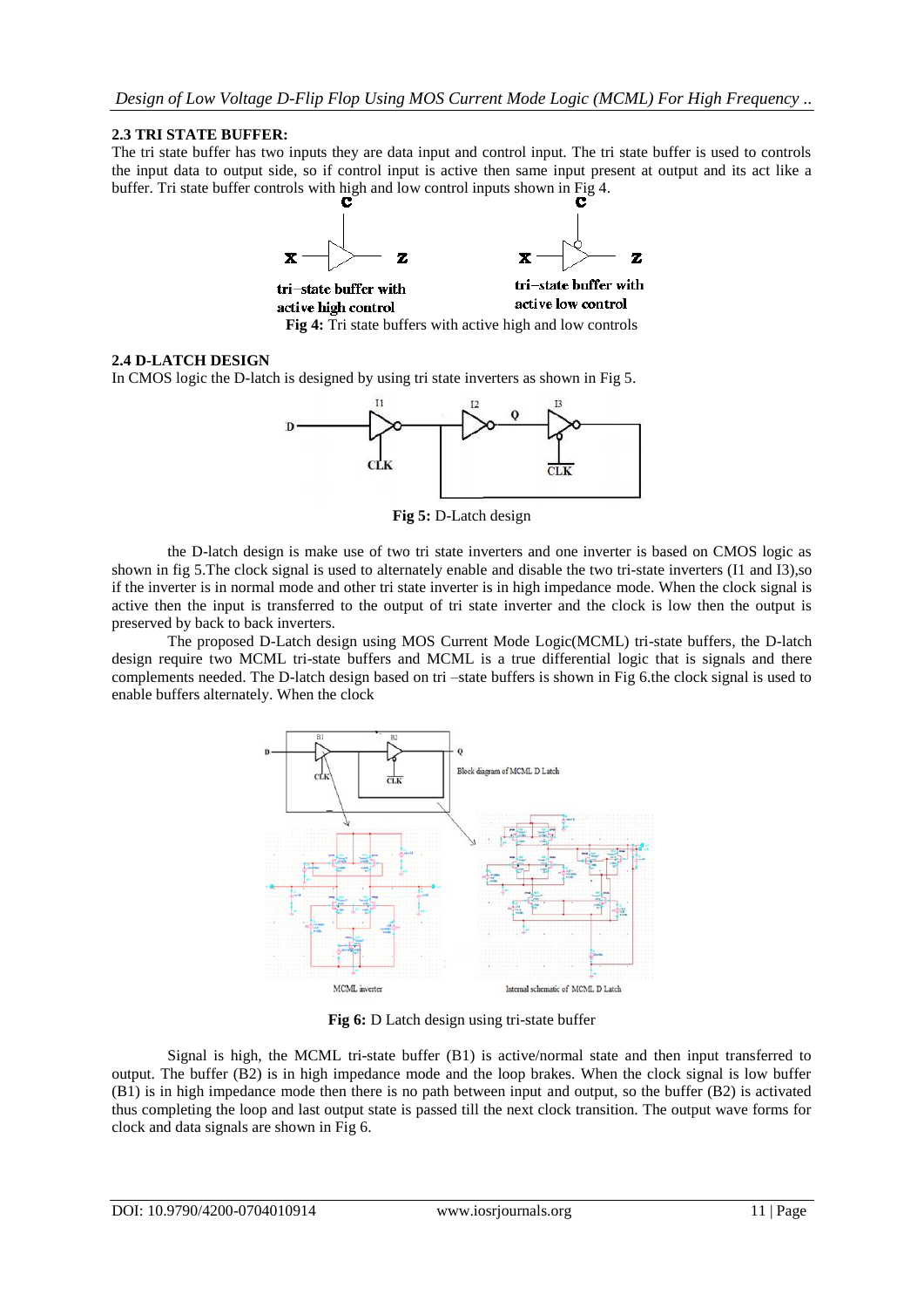### 2.3 TRI STATE BUFFER:

The tri state buffer has two inputs they are data input and control input. The tri state buffer is used to controls the input data to output side, so if control input is active then same input present at output and its act like a buffer. Tri state buffer controls with high and low control inputs shown in Fig 4.

**Fig 4:** Tri state buffers with active high and low controls

### 2.4 D-LATCH DESIGN

In CMOS logic the D-latch is designed by using tri state inverters as shown in Fig 5.

**Fig 5:** D-Latch design

the D-latch design is make use of two tri state inverters and one inverter is based on CMOS logic as shown in fig 5.The clock signal is used to alternately enable and disable the two tri-state inverters (I1 and I3),so if the inverter is in normal mode and other tri state inverter is in high impedance mode. When the clock signal is active then the input is transferred to the output of tri state inverter and the clock is low then the output is preserved by back to back inverters.

The proposed D-Latch design using MOS Current Mode Logic(MCML) tri-state buffers, the D-latch design require two MCML tri-state buffers and MCML is a true differential logic that is signals and there complements needed. The D-latch design based on tri –state buffers is shown in Fig 6.the clock signal is used to enable buffers alternately. When the clock

**Fig 6:** D Latch design using tri-state buffer

Signal is high, the MCML tri-state buffer (B1) is active/normal state and then input transferred to output. The buffer (B2) is in high impedance mode and the loop brakes. When the clock signal is low buffer (B1) is in high impedance mode then there is no path between input and output, so the buffer (B2) is activated thus completing the loop and last output state is passed till the next clock transition. The output wave forms for clock and data signals are shown in Fig 6.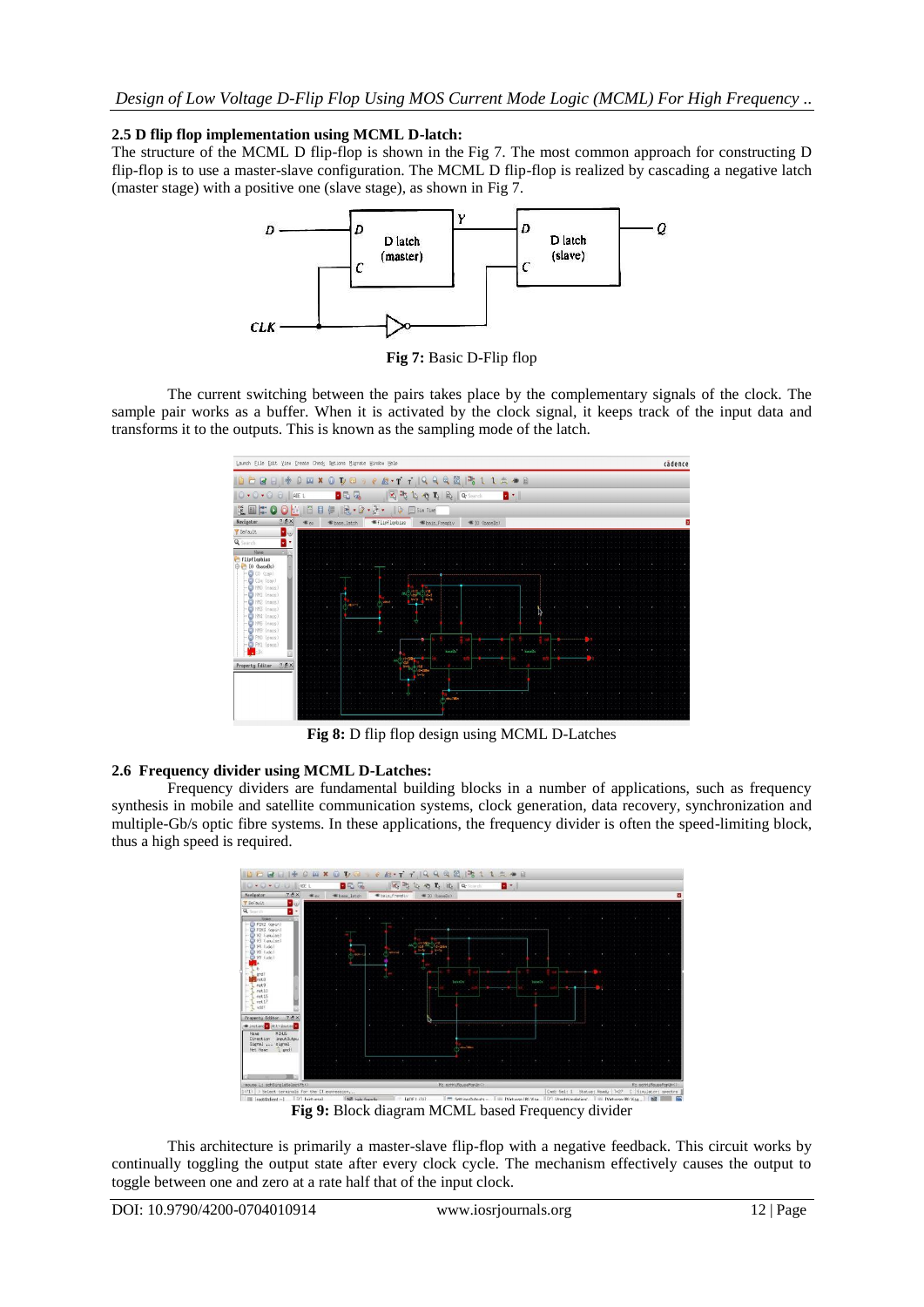### 2.5 D flip flop implementation using MCML D-latch:

The structure of the MCML D flip-flop is shown in the Fig 7. The most common approach for constructing D flip-flop is to use a master-slave configuration. The MCML D flip-flop is realized by cascading a negative latch (master stage) with a positive one (slave stage), as shown in Fig 7.

**Fig 7:** Basic D-Flip flop

The current switching between the pairs takes place by the complementary signals of the clock. The sample pair works as a buffer. When it is activated by the clock signal, it keeps track of the input data and transforms it to the outputs. This is known as the sampling mode of the latch.

**Fig 8:** D flip flop design using MCML D-Latches

### 2.6 Frequency divider using MCML D-Latches:

Frequency dividers are fundamental building blocks in a number of applications, such as frequency synthesis in mobile and satellite communication systems, clock generation, data recovery, synchronization and multiple-Gb/s optic fibre systems. In these applications, the frequency divider is often the speed-limiting block, thus a high speed is required.

**Fig 9:** Block diagram MCML based Frequency divider

This architecture is primarily a master-slave flip-flop with a negative feedback. This circuit works by continually toggling the output state after every clock cycle. The mechanism effectively causes the output to toggle between one and zero at a rate half that of the input clock.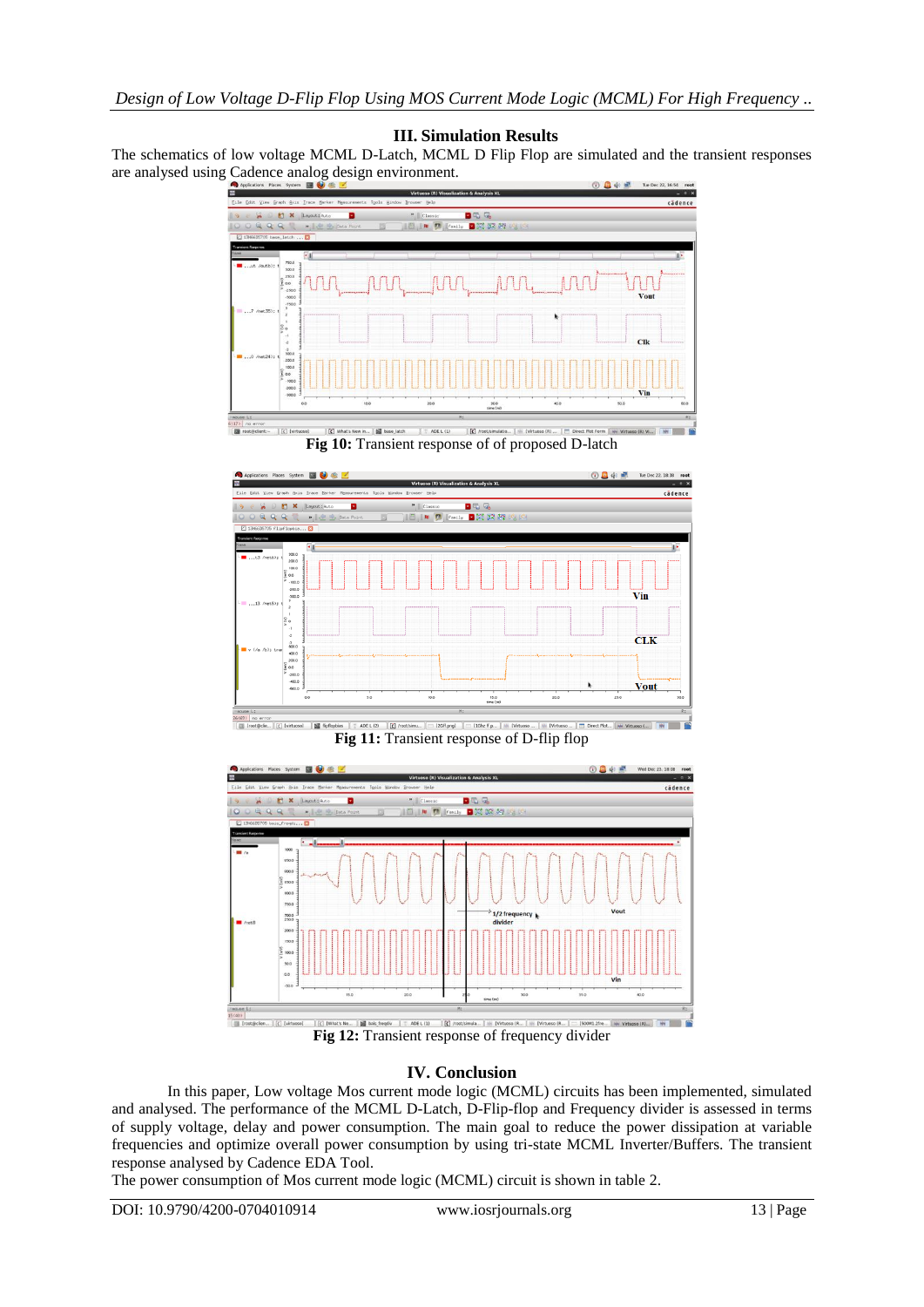## III. Simulation Results

The schematics of low voltage MCML D-Latch, MCML D Flip Flop are simulated and the transient responses are analysed using Cadence analog design environment.

**Fig 10:** Transient response of of proposed D-latch

**Fig 11:** Transient response of D-flip flop

**Fig 12:** Transient response of frequency divider

## IV. Conclusion

In this paper, Low voltage Mos current mode logic (MCML) circuits has been implemented, simulated and analysed. The performance of the MCML D-Latch, D-Flip-flop and Frequency divider is assessed in terms of supply voltage, delay and power consumption. The main goal to reduce the power dissipation at variable frequencies and optimize overall power consumption by using tri-state MCML Inverter/Buffers. The transient response analysed by Cadence EDA Tool.

The power consumption of Mos current mode logic (MCML) circuit is shown in table 2.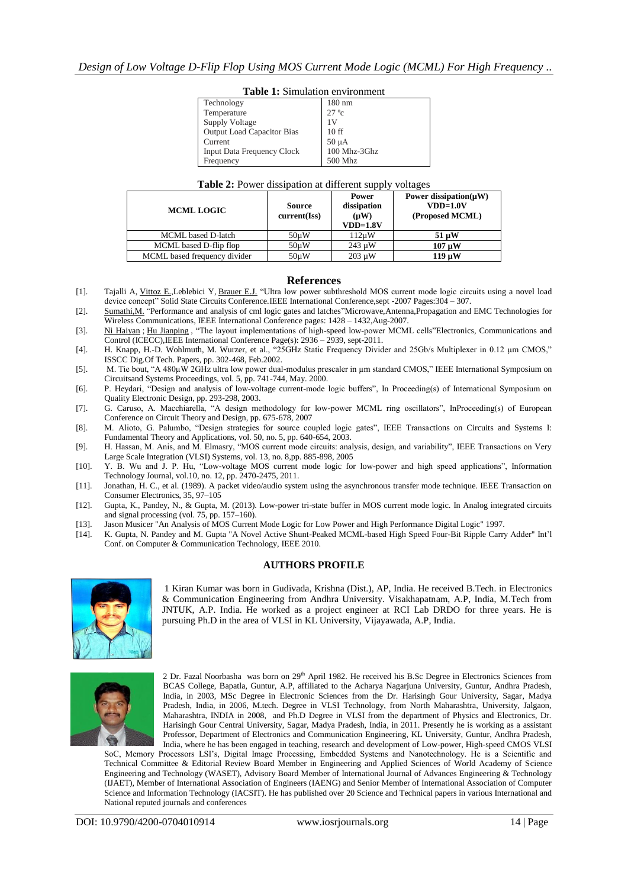**Table 1:** Simulation environment

| | |
|---|---|
| Technology | 180 nm |
| Temperature | 27 °c |
| Supply Voltage | 1V |
| Output Load Capacitor Bias | 10 ff |
| Current | 50 µA |
| Input Data Frequency Clock | 100 Mhz-3Ghz |
| Frequency | 500 Mhz |

**Table 2:** Power dissipation at different supply voltages

| MCML LOGIC | Source current(Iss) | Power dissipation (µW) VDD=1.8V | Power dissipation(µW) VDD=1.0V (Proposed MCML) |
|---|---|---|---|
| MCML based D-latch | 50µW | 112µW | **51 µW** |
| MCML based D-flip flop | 50µW | 243 µW | **107 µW** |
| MCML based frequency divider | 50µW | 203 µW | **119 µW** |

## References

[1]. Tajalli A, Vittoz E.,Leblebici Y, Brauer E.J. "Ultra low power subthreshold MOS current mode logic circuits using a novel load device concept" Solid State Circuits Conference.IEEE International Conference,sept -2007 Pages:304 – 307.

[2]. Sumathi,M. "Performance and analysis of cml logic gates and latches"Microwave,Antenna,Propagation and EMC Technologies for Wireless Communications, IEEE International Conference pages: 1428 – 1432,Aug-2007.

[3]. Ni Haiyan ; Hu Jianping , "The layout implementations of high-speed low-power MCML cells"Electronics, Communications and Control (ICECC),IEEE International Conference Page(s): 2936 – 2939, sept-2011.

[4]. H. Knapp, H.-D. Wohlmuth, M. Wurzer, et al., "25GHz Static Frequency Divider and 25Gb/s Multiplexer in 0.12 µm CMOS," ISSCC Dig.Of Tech. Papers, pp. 302-468, Feb.2002.

[5]. M. Tie bout, "A 480µW 2GHz ultra low power dual-modulus prescaler in µm standard CMOS," IEEE International Symposium on Circuitsand Systems Proceedings, vol. 5, pp. 741-744, May. 2000.

[6]. P. Heydari, "Design and analysis of low-voltage current-mode logic buffers", In Proceeding(s) of International Symposium on Quality Electronic Design, pp. 293-298, 2003.

[7]. G. Caruso, A. Macchiarella, "A design methodology for low-power MCML ring oscillators", InProceeding(s) of European Conference on Circuit Theory and Design, pp. 675-678, 2007

[8]. M. Alioto, G. Palumbo, "Design strategies for source coupled logic gates", IEEE Transactions on Circuits and Systems I: Fundamental Theory and Applications, vol. 50, no. 5, pp. 640-654, 2003.

[9]. H. Hassan, M. Anis, and M. Elmasry, "MOS current mode circuits: analysis, design, and variability", IEEE Transactions on Very Large Scale Integration (VLSI) Systems, vol. 13, no. 8,pp. 885-898, 2005

[10]. Y. B. Wu and J. P. Hu, "Low-voltage MOS current mode logic for low-power and high speed applications", Information Technology Journal, vol.10, no. 12, pp. 2470-2475, 2011.

[11]. Jonathan, H. C., et al. (1989). A packet video/audio system using the asynchronous transfer mode technique. IEEE Transaction on Consumer Electronics, 35, 97–105

[12]. Gupta, K., Pandey, N., & Gupta, M. (2013). Low-power tri-state buffer in MOS current mode logic. In Analog integrated circuits and signal processing (vol. 75, pp. 157–160).

[13]. Jason Musicer "An Analysis of MOS Current Mode Logic for Low Power and High Performance Digital Logic" 1997.

[14]. K. Gupta, N. Pandey and M. Gupta "A Novel Active Shunt-Peaked MCML-based High Speed Four-Bit Ripple Carry Adder" Int'l Conf. on Computer & Communication Technology, IEEE 2010.

## AUTHORS PROFILE

1 Kiran Kumar was born in Gudivada, Krishna (Dist.), AP, India. He received B.Tech. in Electronics & Communication Engineering from Andhra University. Visakhapatnam, A.P, India, M.Tech from JNTUK, A.P. India. He worked as a project engineer at RCI Lab DRDO for three years. He is pursuing Ph.D in the area of VLSI in KL University, Vijayawada, A.P, India.

2 Dr. Fazal Noorbasha was born on 29th April 1982. He received his B.Sc Degree in Electronics Sciences from BCAS College, Bapatla, Guntur, A.P, affiliated to the Acharya Nagarjuna University, Guntur, Andhra Pradesh, India, in 2003, MSc Degree in Electronic Sciences from the Dr. Harisingh Gour University, Sagar, Madya Pradesh, India, in 2006, M.tech. Degree in VLSI Technology, from North Maharashtra, University, Jalgaon, Maharashtra, INDIA in 2008, and Ph.D Degree in VLSI from the department of Physics and Electronics, Dr. Harisingh Gour Central University, Sagar, Madya Pradesh, India, in 2011. Presently he is working as a assistant Professor, Department of Electronics and Communication Engineering, KL University, Guntur, Andhra Pradesh, India, where he has been engaged in teaching, research and development of Low-power, High-speed CMOS VLSI SoC, Memory Processors LSI's, Digital Image Processing, Embedded Systems and Nanotechnology. He is a Scientific and Technical Committee & Editorial Review Board Member in Engineering and Applied Sciences of World Academy of Science Engineering and Technology (WASET), Advisory Board Member of International Journal of Advances Engineering & Technology (IJAET), Member of International Association of Engineers (IAENG) and Senior Member of International Association of Computer Science and Information Technology (IACSIT). He has published over 20 Science and Technical papers in various International and National reputed journals and conferences